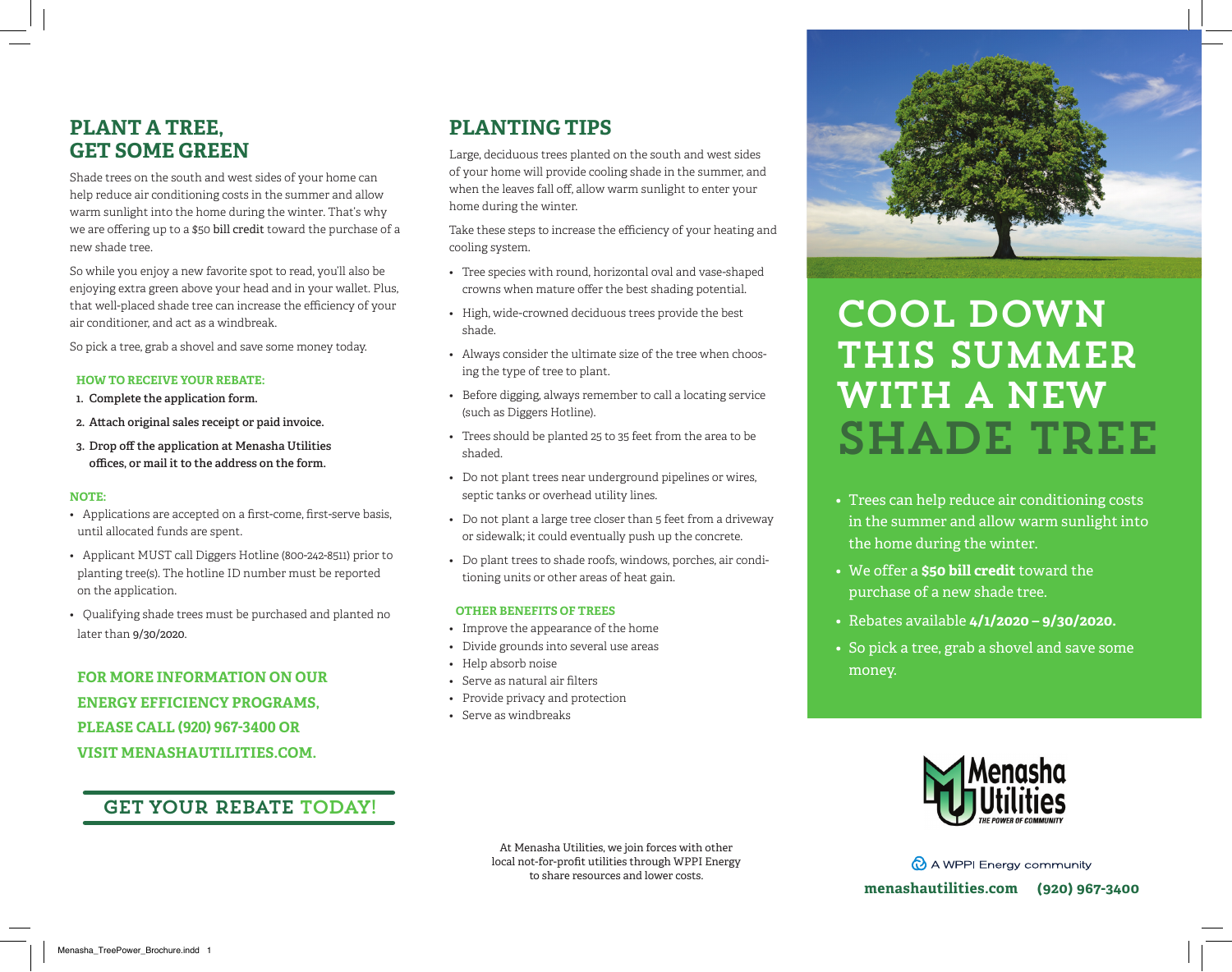# PLANT A TREE, GET SOME GREEN

Shade trees on the south and west sides of your home can help reduce air conditioning costs in the summer and allow warm sunlight into the home during the winter. That's why we are offering up to a $50 bill credit toward the purchase of a new shade tree.

So while you enjoy a new favorite spot to read, you'll also be enjoying extra green above your head and in your wallet. Plus, that well-placed shade tree can increase the efficiency of your air conditioner, and act as a windbreak.

So pick a tree, grab a shovel and save some money today.

### HOW TO RECEIVE YOUR REBATE:

1. **Complete the application form.**
2. **Attach original sales receipt or paid invoice.**
3. **Drop off the application at Menasha Utilities offices, or mail it to the address on the form.**

### NOTE:

- Applications are accepted on a first-come, first-serve basis, until allocated funds are spent.
- Applicant MUST call Diggers Hotline (800-242-8511) prior to planting tree(s). The hotline ID number must be reported on the application.
- Qualifying shade trees must be purchased and planted no later than 9/30/2020.

**FOR MORE INFORMATION ON OUR ENERGY EFFICIENCY PROGRAMS, PLEASE CALL (920) 967-3400 OR VISIT MENASHAUTILITIES.COM.**

**GET YOUR REBATE TODAY!**

# PLANTING TIPS

Large, deciduous trees planted on the south and west sides of your home will provide cooling shade in the summer, and when the leaves fall off, allow warm sunlight to enter your home during the winter.

Take these steps to increase the efficiency of your heating and cooling system.

- Tree species with round, horizontal oval and vase-shaped crowns when mature offer the best shading potential.
- High, wide-crowned deciduous trees provide the best shade.
- Always consider the ultimate size of the tree when choosing the type of tree to plant.
- Before digging, always remember to call a locating service (such as Diggers Hotline).
- Trees should be planted 25 to 35 feet from the area to be shaded.
- Do not plant trees near underground pipelines or wires, septic tanks or overhead utility lines.
- Do not plant a large tree closer than 5 feet from a driveway or sidewalk; it could eventually push up the concrete.
- Do plant trees to shade roofs, windows, porches, air conditioning units or other areas of heat gain.

### OTHER BENEFITS OF TREES

- Improve the appearance of the home
- Divide grounds into several use areas
- Help absorb noise
- Serve as natural air filters
- Provide privacy and protection
- Serve as windbreaks

At Menasha Utilities, we join forces with other local not-for-profit utilities through WPPI Energy to share resources and lower costs.

# COOL DOWN THIS SUMMER WITH A NEW SHADE TREE

- Trees can help reduce air conditioning costs in the summer and allow warm sunlight into the home during the winter.
- We offer a **$50 bill credit** toward the purchase of a new shade tree.
- Rebates available **4/1/2020 – 9/30/2020.**
- So pick a tree, grab a shovel and save some money.

Menasha Utilities
THE POWER OF COMMUNITY

A WPPI Energy community

**menashautilities.com (920) 967-3400**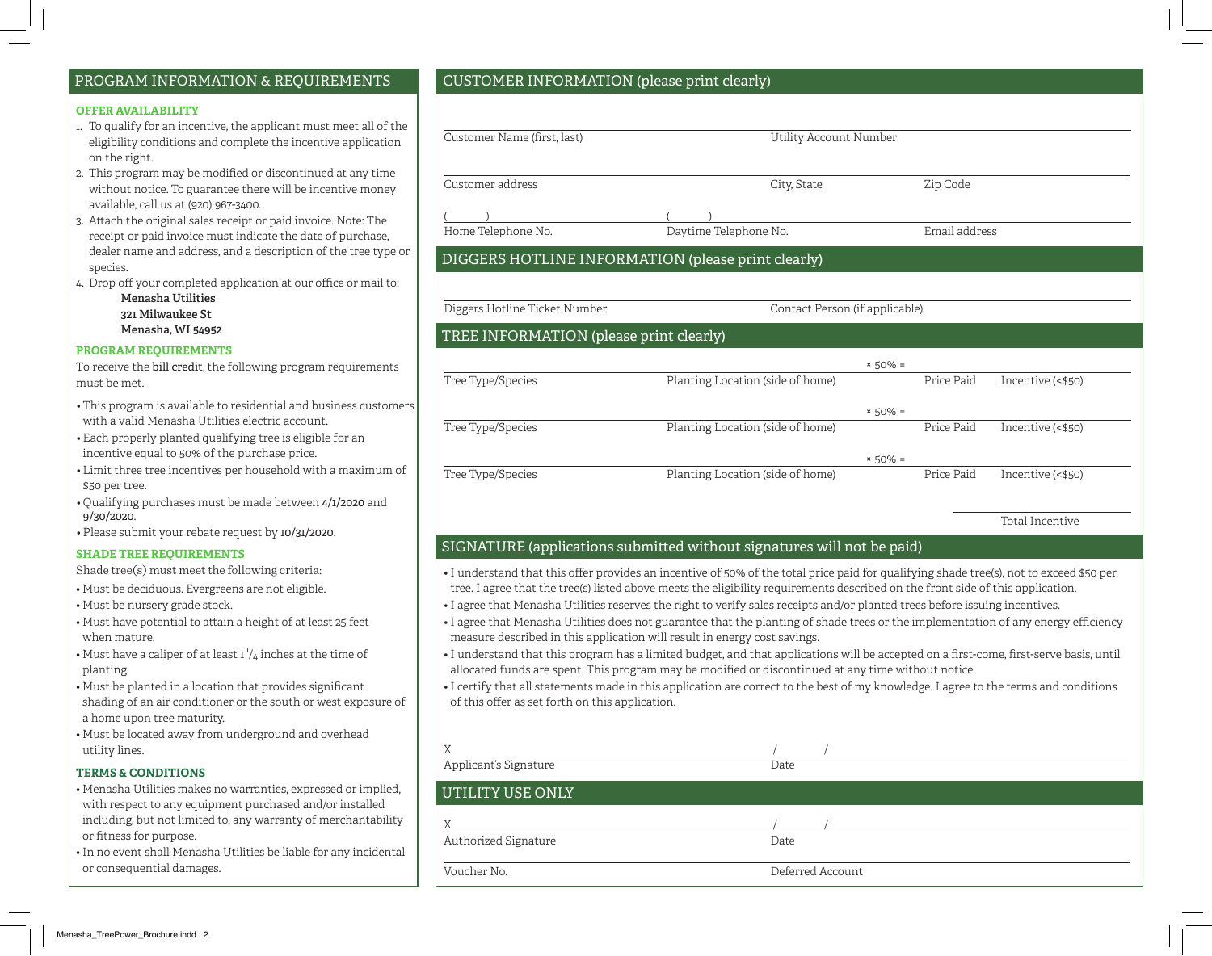## PROGRAM INFORMATION & REQUIREMENTS

### OFFER AVAILABILITY

1. To qualify for an incentive, the applicant must meet all of the eligibility conditions and complete the incentive application on the right.
2. This program may be modified or discontinued at any time without notice. To guarantee there will be incentive money available, call us at (920) 967-3400.
3. Attach the original sales receipt or paid invoice. Note: The receipt or paid invoice must indicate the date of purchase, dealer name and address, and a description of the tree type or species.
4. Drop off your completed application at our office or mail to:

   **Menasha Utilities**
   **321 Milwaukee St**
   **Menasha, WI 54952**

### PROGRAM REQUIREMENTS

To receive the bill credit, the following program requirements must be met.

- This program is available to residential and business customers with a valid Menasha Utilities electric account.
- Each properly planted qualifying tree is eligible for an incentive equal to 50% of the purchase price.
- Limit three tree incentives per household with a maximum of $50 per tree.
- Qualifying purchases must be made between 4/1/2020 and 9/30/2020.
- Please submit your rebate request by 10/31/2020.

### SHADE TREE REQUIREMENTS

Shade tree(s) must meet the following criteria:

- Must be deciduous. Evergreens are not eligible.
- Must be nursery grade stock.
- Must have potential to attain a height of at least 25 feet when mature.
- Must have a caliper of at least 1 1/4 inches at the time of planting.
- Must be planted in a location that provides significant shading of an air conditioner or the south or west exposure of a home upon tree maturity.
- Must be located away from underground and overhead utility lines.

### TERMS & CONDITIONS

- Menasha Utilities makes no warranties, expressed or implied, with respect to any equipment purchased and/or installed including, but not limited to, any warranty of merchantability or fitness for purpose.
- In no event shall Menasha Utilities be liable for any incidental or consequential damages.

## CUSTOMER INFORMATION (please print clearly)

Customer Name (first, last) ____________ Utility Account Number ____________

Customer address ____________ City, State ____________ Zip Code ____________

( ) Home Telephone No. ____________ ( ) Daytime Telephone No. ____________ Email address ____________

## DIGGERS HOTLINE INFORMATION (please print clearly)

Diggers Hotline Ticket Number ____________ Contact Person (if applicable) ____________

## TREE INFORMATION (please print clearly)

| Tree Type/Species | Planting Location (side of home) | Price Paid | × 50% = | Incentive (<$50) |
|---|---|---|---|---|
| | | | × 50% = | |
| | | | × 50% = | |
| | | | × 50% = | |

Total Incentive ____________

## SIGNATURE (applications submitted without signatures will not be paid)

- I understand that this offer provides an incentive of 50% of the total price paid for qualifying shade tree(s), not to exceed $50 per tree. I agree that the tree(s) listed above meets the eligibility requirements described on the front side of this application.
- I agree that Menasha Utilities reserves the right to verify sales receipts and/or planted trees before issuing incentives.
- I agree that Menasha Utilities does not guarantee that the planting of shade trees or the implementation of any energy efficiency measure described in this application will result in energy cost savings.
- I understand that this program has a limited budget, and that applications will be accepted on a first-come, first-serve basis, until allocated funds are spent. This program may be modified or discontinued at any time without notice.
- I certify that all statements made in this application are correct to the best of my knowledge. I agree to the terms and conditions of this offer as set forth on this application.

X ____________ Applicant's Signature      / / Date

## UTILITY USE ONLY

X ____________ Authorized Signature      / / Date

Voucher No. ____________ Deferred Account ____________